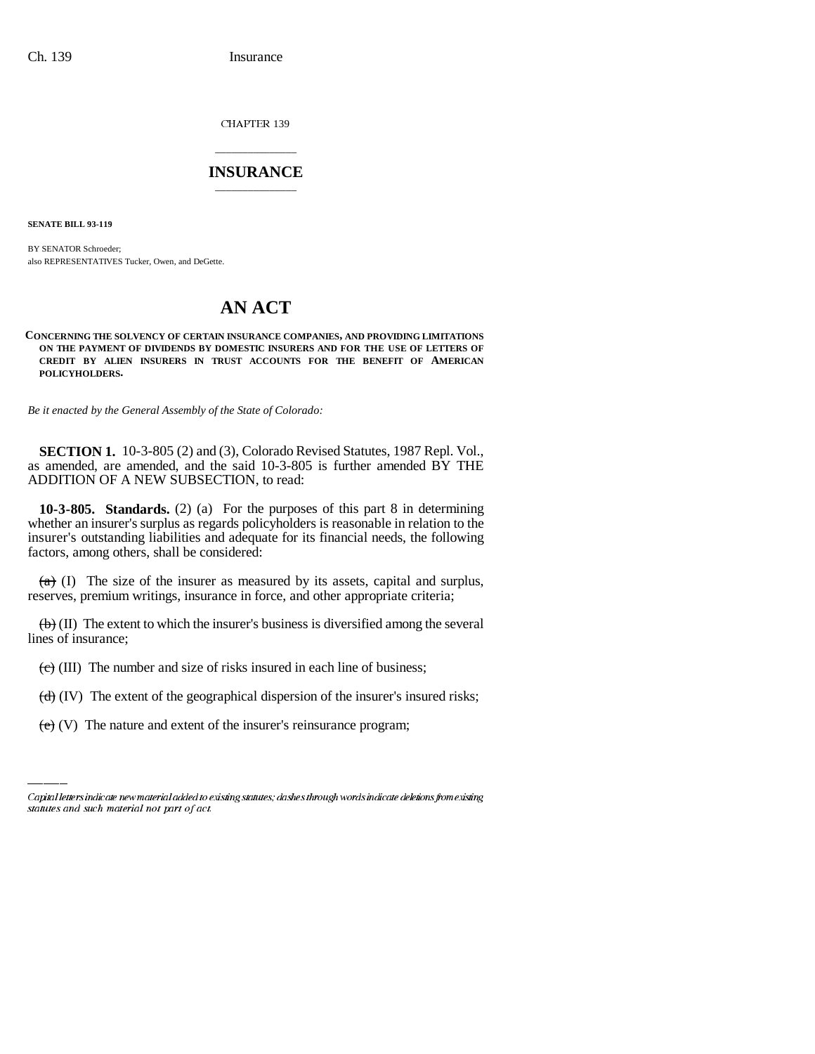CHAPTER 139

## INSURANCE

**SENATE BILL 93-119**

BY SENATOR Schroeder;
also REPRESENTATIVES Tucker, Owen, and DeGette.

# AN ACT

**CONCERNING THE SOLVENCY OF CERTAIN INSURANCE COMPANIES, AND PROVIDING LIMITATIONS ON THE PAYMENT OF DIVIDENDS BY DOMESTIC INSURERS AND FOR THE USE OF LETTERS OF CREDIT BY ALIEN INSURERS IN TRUST ACCOUNTS FOR THE BENEFIT OF AMERICAN POLICYHOLDERS.**

*Be it enacted by the General Assembly of the State of Colorado:*

**SECTION 1.** 10-3-805 (2) and (3), Colorado Revised Statutes, 1987 Repl. Vol., as amended, are amended, and the said 10-3-805 is further amended BY THE ADDITION OF A NEW SUBSECTION, to read:

**10-3-805. Standards.** (2) (a) For the purposes of this part 8 in determining whether an insurer's surplus as regards policyholders is reasonable in relation to the insurer's outstanding liabilities and adequate for its financial needs, the following factors, among others, shall be considered:

~~(a)~~ (I) The size of the insurer as measured by its assets, capital and surplus, reserves, premium writings, insurance in force, and other appropriate criteria;

~~(b)~~ (II) The extent to which the insurer's business is diversified among the several lines of insurance;

~~(c)~~ (III) The number and size of risks insured in each line of business;

~~(d)~~ (IV) The extent of the geographical dispersion of the insurer's insured risks;

~~(e)~~ (V) The nature and extent of the insurer's reinsurance program;

Capital letters indicate new material added to existing statutes; dashes through words indicate deletions from existing statutes and such material not part of act.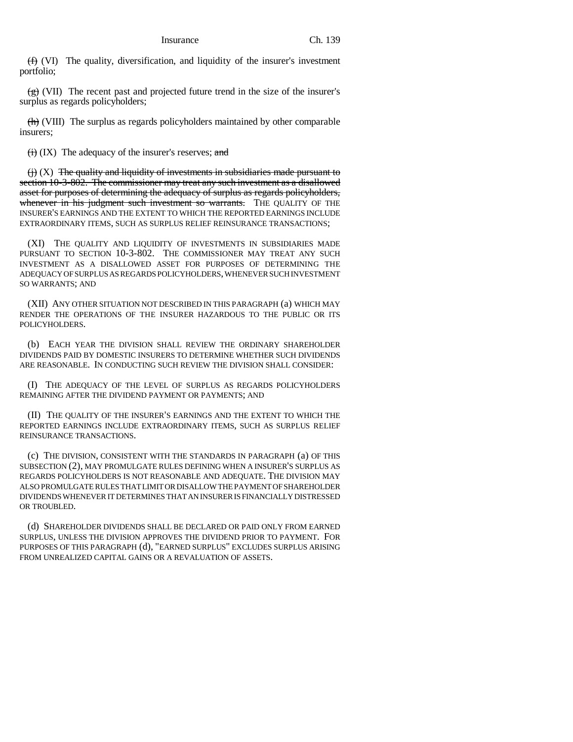~~(f)~~ (VI) The quality, diversification, and liquidity of the insurer's investment portfolio;

~~(g)~~ (VII) The recent past and projected future trend in the size of the insurer's surplus as regards policyholders;

~~(h)~~ (VIII) The surplus as regards policyholders maintained by other comparable insurers;

~~(i)~~ (IX) The adequacy of the insurer's reserves; ~~and~~

~~(j)~~ (X) ~~The quality and liquidity of investments in subsidiaries made pursuant to section 10-3-802. The commissioner may treat any such investment as a disallowed asset for purposes of determining the adequacy of surplus as regards policyholders, whenever in his judgment such investment so warrants.~~ THE QUALITY OF THE INSURER'S EARNINGS AND THE EXTENT TO WHICH THE REPORTED EARNINGS INCLUDE EXTRAORDINARY ITEMS, SUCH AS SURPLUS RELIEF REINSURANCE TRANSACTIONS;

(XI) THE QUALITY AND LIQUIDITY OF INVESTMENTS IN SUBSIDIARIES MADE PURSUANT TO SECTION 10-3-802. THE COMMISSIONER MAY TREAT ANY SUCH INVESTMENT AS A DISALLOWED ASSET FOR PURPOSES OF DETERMINING THE ADEQUACY OF SURPLUS AS REGARDS POLICYHOLDERS, WHENEVER SUCH INVESTMENT SO WARRANTS; AND

(XII) ANY OTHER SITUATION NOT DESCRIBED IN THIS PARAGRAPH (a) WHICH MAY RENDER THE OPERATIONS OF THE INSURER HAZARDOUS TO THE PUBLIC OR ITS POLICYHOLDERS.

(b) EACH YEAR THE DIVISION SHALL REVIEW THE ORDINARY SHAREHOLDER DIVIDENDS PAID BY DOMESTIC INSURERS TO DETERMINE WHETHER SUCH DIVIDENDS ARE REASONABLE. IN CONDUCTING SUCH REVIEW THE DIVISION SHALL CONSIDER:

(I) THE ADEQUACY OF THE LEVEL OF SURPLUS AS REGARDS POLICYHOLDERS REMAINING AFTER THE DIVIDEND PAYMENT OR PAYMENTS; AND

(II) THE QUALITY OF THE INSURER'S EARNINGS AND THE EXTENT TO WHICH THE REPORTED EARNINGS INCLUDE EXTRAORDINARY ITEMS, SUCH AS SURPLUS RELIEF REINSURANCE TRANSACTIONS.

(c) THE DIVISION, CONSISTENT WITH THE STANDARDS IN PARAGRAPH (a) OF THIS SUBSECTION (2), MAY PROMULGATE RULES DEFINING WHEN A INSURER'S SURPLUS AS REGARDS POLICYHOLDERS IS NOT REASONABLE AND ADEQUATE. THE DIVISION MAY ALSO PROMULGATE RULES THAT LIMIT OR DISALLOW THE PAYMENT OF SHAREHOLDER DIVIDENDS WHENEVER IT DETERMINES THAT AN INSURER IS FINANCIALLY DISTRESSED OR TROUBLED.

(d) SHAREHOLDER DIVIDENDS SHALL BE DECLARED OR PAID ONLY FROM EARNED SURPLUS, UNLESS THE DIVISION APPROVES THE DIVIDEND PRIOR TO PAYMENT. FOR PURPOSES OF THIS PARAGRAPH (d), "EARNED SURPLUS" EXCLUDES SURPLUS ARISING FROM UNREALIZED CAPITAL GAINS OR A REVALUATION OF ASSETS.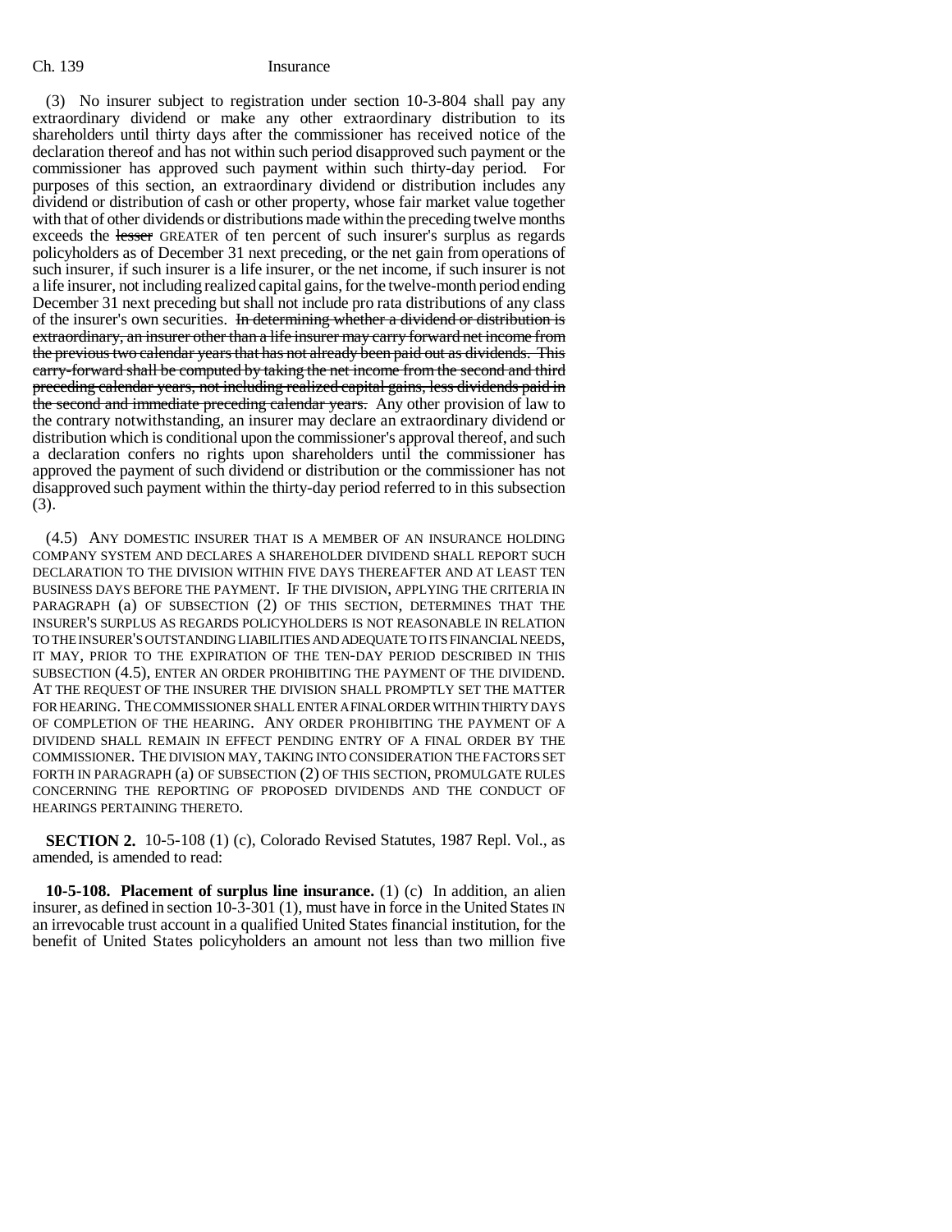(3) No insurer subject to registration under section 10-3-804 shall pay any extraordinary dividend or make any other extraordinary distribution to its shareholders until thirty days after the commissioner has received notice of the declaration thereof and has not within such period disapproved such payment or the commissioner has approved such payment within such thirty-day period. For purposes of this section, an extraordinary dividend or distribution includes any dividend or distribution of cash or other property, whose fair market value together with that of other dividends or distributions made within the preceding twelve months exceeds the ~~lesser~~ GREATER of ten percent of such insurer's surplus as regards policyholders as of December 31 next preceding, or the net gain from operations of such insurer, if such insurer is a life insurer, or the net income, if such insurer is not a life insurer, not including realized capital gains, for the twelve-month period ending December 31 next preceding but shall not include pro rata distributions of any class of the insurer's own securities. ~~In determining whether a dividend or distribution is extraordinary, an insurer other than a life insurer may carry forward net income from the previous two calendar years that has not already been paid out as dividends. This carry-forward shall be computed by taking the net income from the second and third preceding calendar years, not including realized capital gains, less dividends paid in the second and immediate preceding calendar years.~~ Any other provision of law to the contrary notwithstanding, an insurer may declare an extraordinary dividend or distribution which is conditional upon the commissioner's approval thereof, and such a declaration confers no rights upon shareholders until the commissioner has approved the payment of such dividend or distribution or the commissioner has not disapproved such payment within the thirty-day period referred to in this subsection (3).

(4.5) ANY DOMESTIC INSURER THAT IS A MEMBER OF AN INSURANCE HOLDING COMPANY SYSTEM AND DECLARES A SHAREHOLDER DIVIDEND SHALL REPORT SUCH DECLARATION TO THE DIVISION WITHIN FIVE DAYS THEREAFTER AND AT LEAST TEN BUSINESS DAYS BEFORE THE PAYMENT. IF THE DIVISION, APPLYING THE CRITERIA IN PARAGRAPH (a) OF SUBSECTION (2) OF THIS SECTION, DETERMINES THAT THE INSURER'S SURPLUS AS REGARDS POLICYHOLDERS IS NOT REASONABLE IN RELATION TO THE INSURER'S OUTSTANDING LIABILITIES AND ADEQUATE TO ITS FINANCIAL NEEDS, IT MAY, PRIOR TO THE EXPIRATION OF THE TEN-DAY PERIOD DESCRIBED IN THIS SUBSECTION (4.5), ENTER AN ORDER PROHIBITING THE PAYMENT OF THE DIVIDEND. AT THE REQUEST OF THE INSURER THE DIVISION SHALL PROMPTLY SET THE MATTER FOR HEARING. THE COMMISSIONER SHALL ENTER A FINAL ORDER WITHIN THIRTY DAYS OF COMPLETION OF THE HEARING. ANY ORDER PROHIBITING THE PAYMENT OF A DIVIDEND SHALL REMAIN IN EFFECT PENDING ENTRY OF A FINAL ORDER BY THE COMMISSIONER. THE DIVISION MAY, TAKING INTO CONSIDERATION THE FACTORS SET FORTH IN PARAGRAPH (a) OF SUBSECTION (2) OF THIS SECTION, PROMULGATE RULES CONCERNING THE REPORTING OF PROPOSED DIVIDENDS AND THE CONDUCT OF HEARINGS PERTAINING THERETO.

**SECTION 2.** 10-5-108 (1) (c), Colorado Revised Statutes, 1987 Repl. Vol., as amended, is amended to read:

**10-5-108. Placement of surplus line insurance.** (1) (c) In addition, an alien insurer, as defined in section 10-3-301 (1), must have in force in the United States IN an irrevocable trust account in a qualified United States financial institution, for the benefit of United States policyholders an amount not less than two million five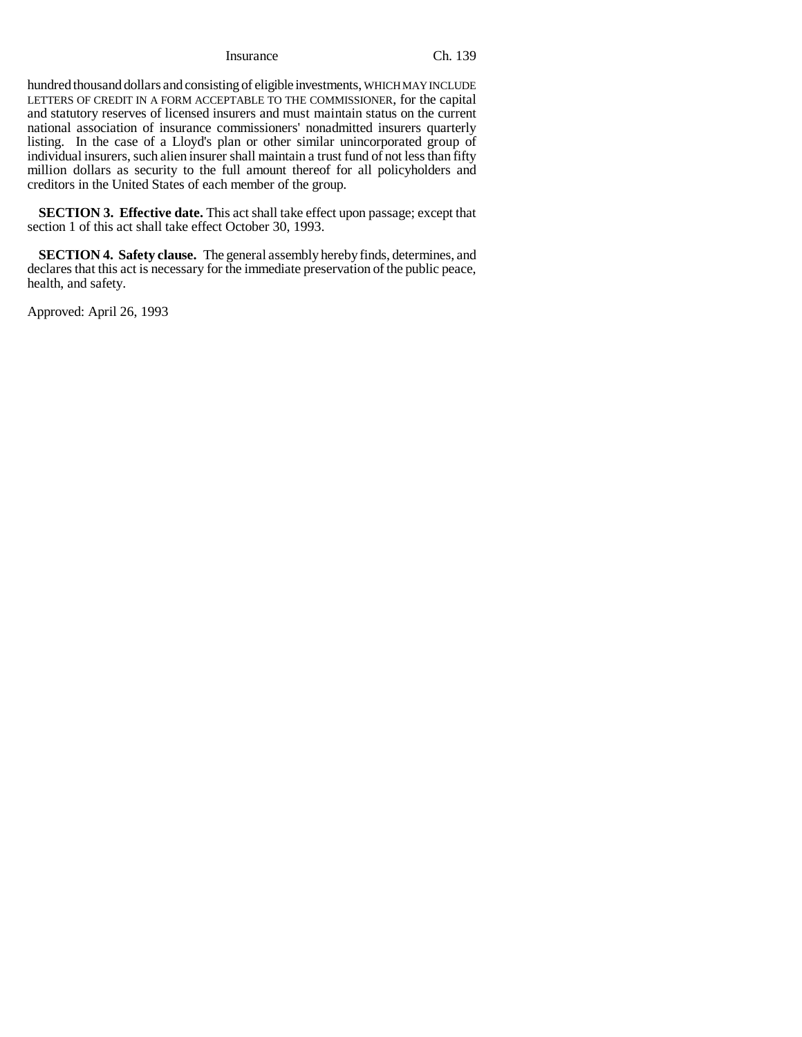hundred thousand dollars and consisting of eligible investments, WHICH MAY INCLUDE LETTERS OF CREDIT IN A FORM ACCEPTABLE TO THE COMMISSIONER, for the capital and statutory reserves of licensed insurers and must maintain status on the current national association of insurance commissioners' nonadmitted insurers quarterly listing. In the case of a Lloyd's plan or other similar unincorporated group of individual insurers, such alien insurer shall maintain a trust fund of not less than fifty million dollars as security to the full amount thereof for all policyholders and creditors in the United States of each member of the group.

**SECTION 3. Effective date.** This act shall take effect upon passage; except that section 1 of this act shall take effect October 30, 1993.

**SECTION 4. Safety clause.** The general assembly hereby finds, determines, and declares that this act is necessary for the immediate preservation of the public peace, health, and safety.

Approved: April 26, 1993